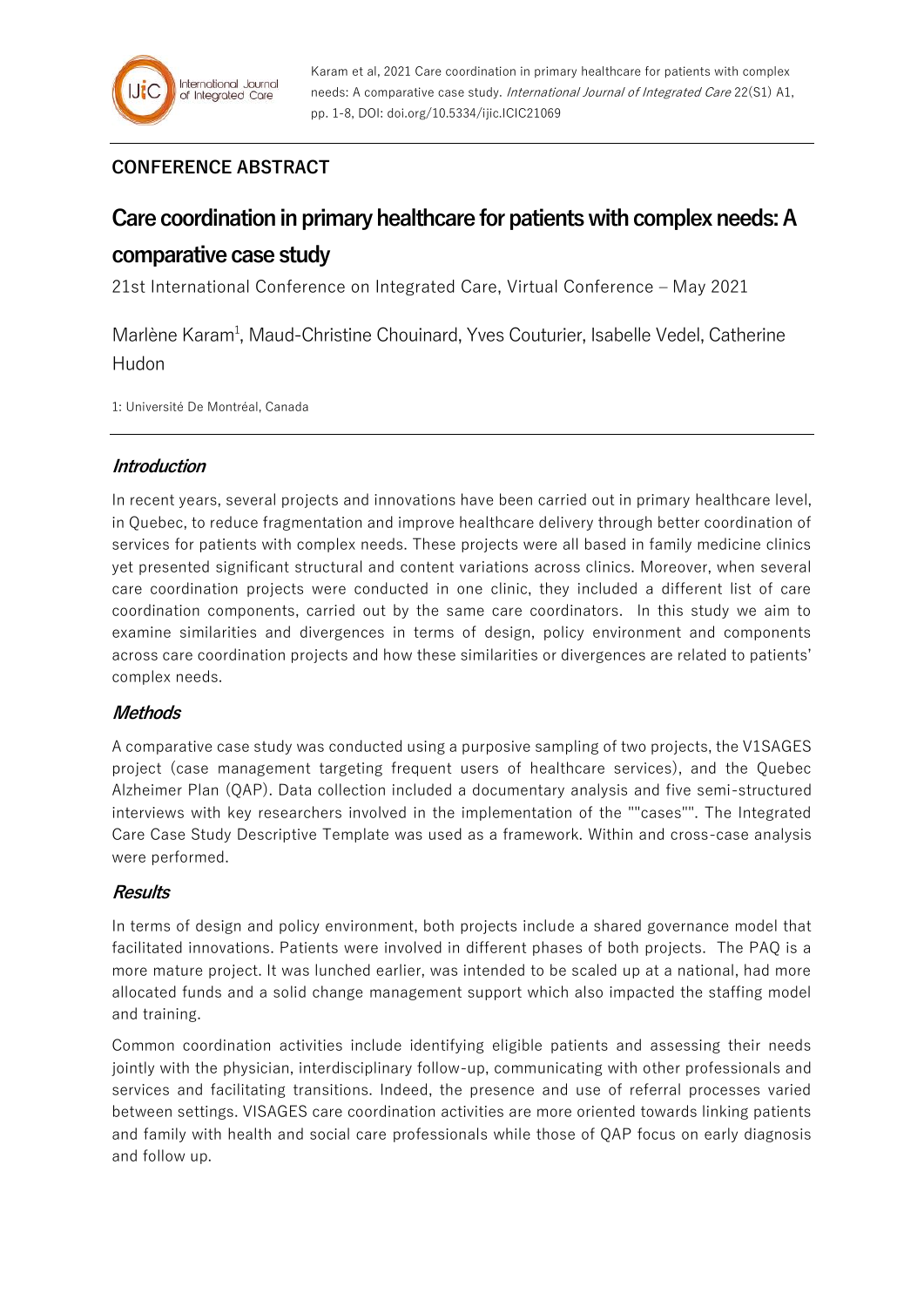Karam et al, 2021 Care coordination in primary healthcare for patients with complex needs: A comparative case study. *International Journal of Integrated Care* 22(S1) A1, pp. 1-8, DOI: doi.org/10.5334/ijic.ICIC21069

## CONFERENCE ABSTRACT

# Care coordination in primary healthcare for patients with complex needs: A comparative case study

21st International Conference on Integrated Care, Virtual Conference – May 2021

Marlène Karam[1], Maud-Christine Chouinard, Yves Couturier, Isabelle Vedel, Catherine Hudon

1: Université De Montréal, Canada

### *Introduction*

In recent years, several projects and innovations have been carried out in primary healthcare level, in Quebec, to reduce fragmentation and improve healthcare delivery through better coordination of services for patients with complex needs. These projects were all based in family medicine clinics yet presented significant structural and content variations across clinics. Moreover, when several care coordination projects were conducted in one clinic, they included a different list of care coordination components, carried out by the same care coordinators. In this study we aim to examine similarities and divergences in terms of design, policy environment and components across care coordination projects and how these similarities or divergences are related to patients' complex needs.

### *Methods*

A comparative case study was conducted using a purposive sampling of two projects, the V1SAGES project (case management targeting frequent users of healthcare services), and the Quebec Alzheimer Plan (QAP). Data collection included a documentary analysis and five semi-structured interviews with key researchers involved in the implementation of the ""cases"". The Integrated Care Case Study Descriptive Template was used as a framework. Within and cross-case analysis were performed.

### *Results*

In terms of design and policy environment, both projects include a shared governance model that facilitated innovations. Patients were involved in different phases of both projects. The PAQ is a more mature project. It was lunched earlier, was intended to be scaled up at a national, had more allocated funds and a solid change management support which also impacted the staffing model and training.

Common coordination activities include identifying eligible patients and assessing their needs jointly with the physician, interdisciplinary follow-up, communicating with other professionals and services and facilitating transitions. Indeed, the presence and use of referral processes varied between settings. VISAGES care coordination activities are more oriented towards linking patients and family with health and social care professionals while those of QAP focus on early diagnosis and follow up.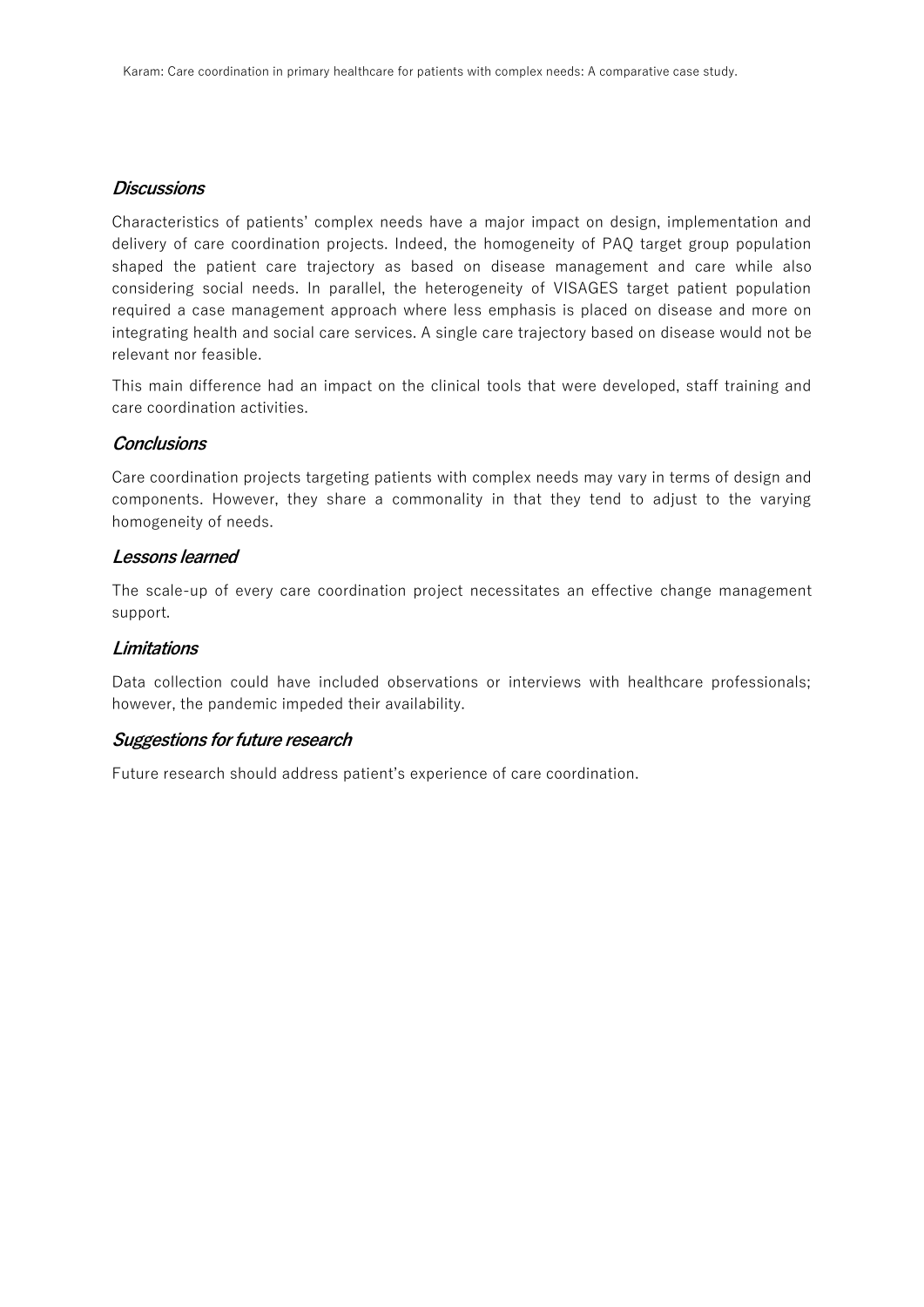### *Discussions*

Characteristics of patients' complex needs have a major impact on design, implementation and delivery of care coordination projects. Indeed, the homogeneity of PAQ target group population shaped the patient care trajectory as based on disease management and care while also considering social needs. In parallel, the heterogeneity of VISAGES target patient population required a case management approach where less emphasis is placed on disease and more on integrating health and social care services. A single care trajectory based on disease would not be relevant nor feasible.

This main difference had an impact on the clinical tools that were developed, staff training and care coordination activities.

### *Conclusions*

Care coordination projects targeting patients with complex needs may vary in terms of design and components. However, they share a commonality in that they tend to adjust to the varying homogeneity of needs.

### *Lessons learned*

The scale-up of every care coordination project necessitates an effective change management support.

### *Limitations*

Data collection could have included observations or interviews with healthcare professionals; however, the pandemic impeded their availability.

### *Suggestions for future research*

Future research should address patient's experience of care coordination.